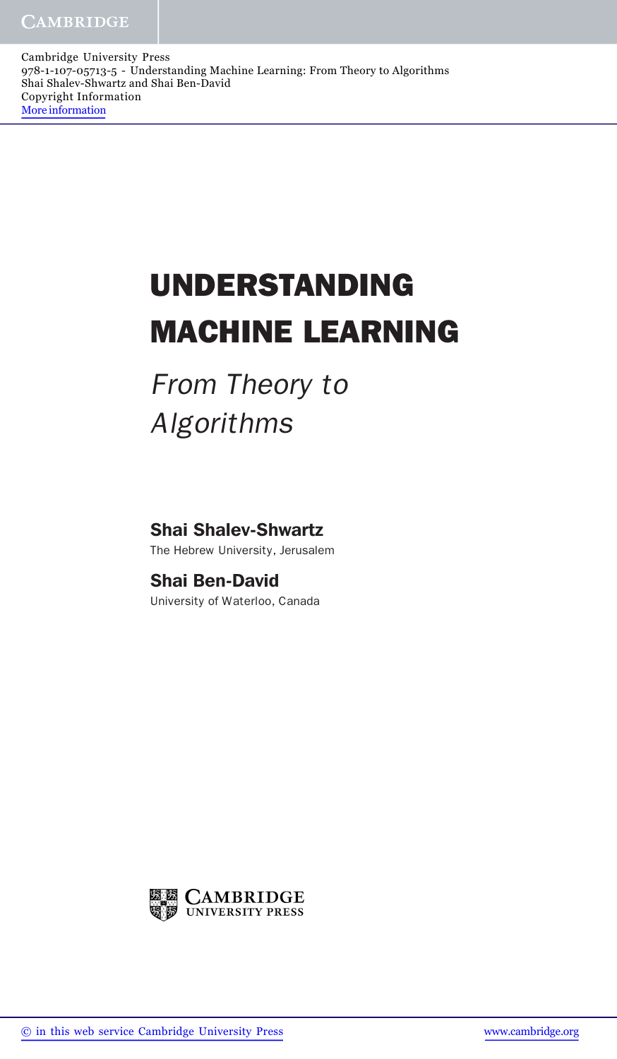Cambridge University Press
978-1-107-05713-5 - Understanding Machine Learning: From Theory to Algorithms
Shai Shalev-Shwartz and Shai Ben-David
Copyright Information
More information

# UNDERSTANDING MACHINE LEARNING

## *From Theory to Algorithms*

**Shai Shalev-Shwartz**
The Hebrew University, Jerusalem

**Shai Ben-David**
University of Waterloo, Canada

CAMBRIDGE UNIVERSITY PRESS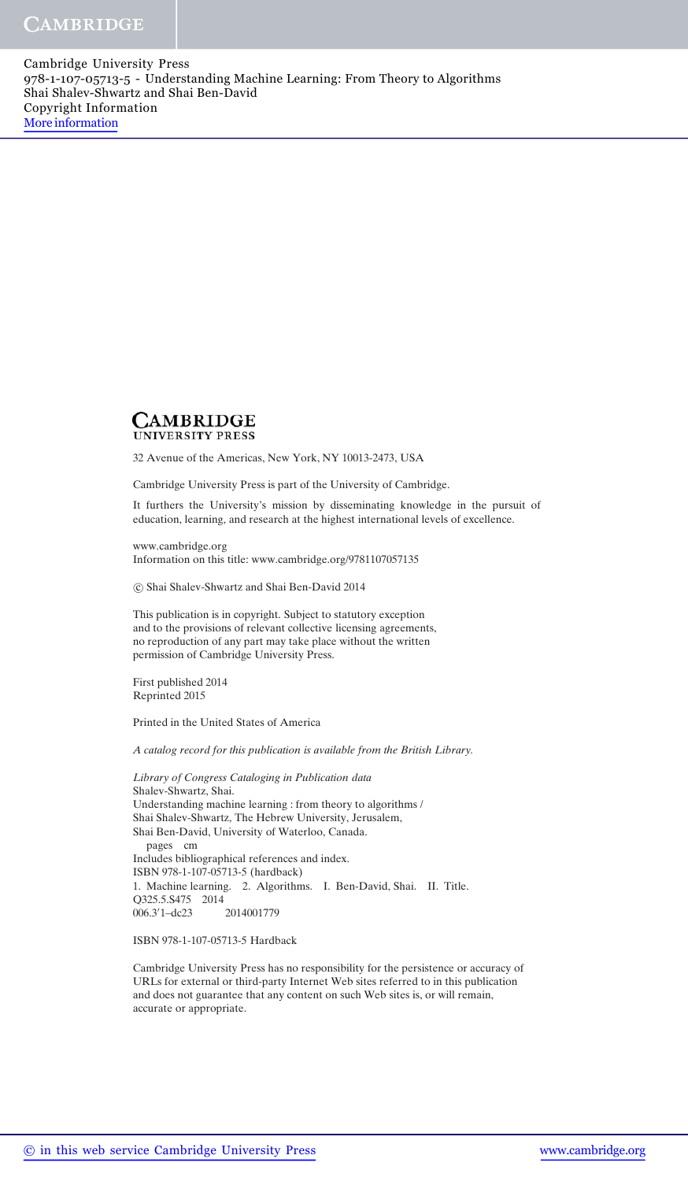**CAMBRIDGE**
UNIVERSITY PRESS

32 Avenue of the Americas, New York, NY 10013-2473, USA

Cambridge University Press is part of the University of Cambridge.

It furthers the University's mission by disseminating knowledge in the pursuit of education, learning, and research at the highest international levels of excellence.

www.cambridge.org
Information on this title: www.cambridge.org/9781107057135

© Shai Shalev-Shwartz and Shai Ben-David 2014

This publication is in copyright. Subject to statutory exception
and to the provisions of relevant collective licensing agreements,
no reproduction of any part may take place without the written
permission of Cambridge University Press.

First published 2014
Reprinted 2015

Printed in the United States of America

*A catalog record for this publication is available from the British Library.*

*Library of Congress Cataloging in Publication data*
Shalev-Shwartz, Shai.
Understanding machine learning : from theory to algorithms /
Shai Shalev-Shwartz, The Hebrew University, Jerusalem,
Shai Ben-David, University of Waterloo, Canada.
pages cm
Includes bibliographical references and index.
ISBN 978-1-107-05713-5 (hardback)
1. Machine learning. 2. Algorithms. I. Ben-David, Shai. II. Title.
Q325.5.S475 2014
006.3′1–dc23 2014001779

ISBN 978-1-107-05713-5 Hardback

Cambridge University Press has no responsibility for the persistence or accuracy of URLs for external or third-party Internet Web sites referred to in this publication and does not guarantee that any content on such Web sites is, or will remain, accurate or appropriate.